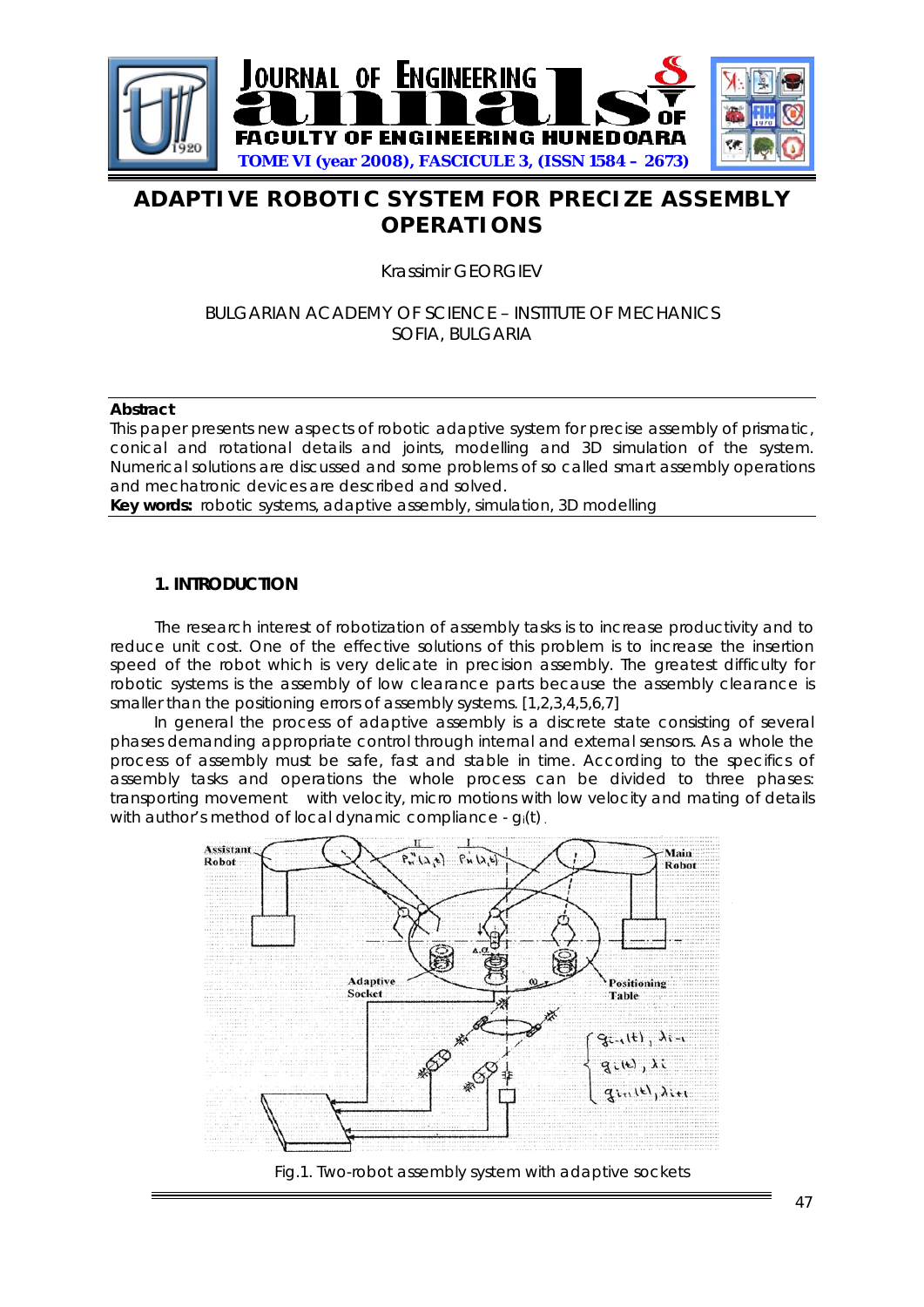# ADAPTIVE ROBOTIC SYSTEM FOR PRECIZE ASSEMBLY OPERATIONS

Krassimir GEORGIEV

BULGARIAN ACADEMY OF SCIENCE – INSTITUTE OF MECHANICS
SOFIA, BULGARIA

**Abstract**

This paper presents new aspects of robotic adaptive system for precise assembly of prismatic, conical and rotational details and joints, modelling and 3D simulation of the system. Numerical solutions are discussed and some problems of so called smart assembly operations and mechatronic devices are described and solved.

**Key words:** robotic systems, adaptive assembly, simulation, 3D modelling

## 1. INTRODUCTION

The research interest of robotization of assembly tasks is to increase productivity and to reduce unit cost. One of the effective solutions of this problem is to increase the insertion speed of the robot which is very delicate in precision assembly. The greatest difficulty for robotic systems is the assembly of low clearance parts because the assembly clearance is smaller than the positioning errors of assembly systems. [1,2,3,4,5,6,7]

In general the process of adaptive assembly is a discrete state consisting of several phases demanding appropriate control through internal and external sensors. As a whole the process of assembly must be safe, fast and stable in time. According to the specifics of assembly tasks and operations the whole process can be divided to three phases: transporting movement with velocity, micro motions with low velocity and mating of details with author's method of local dynamic compliance - $g_i(t)$.

Fig.1. Two-robot assembly system with adaptive sockets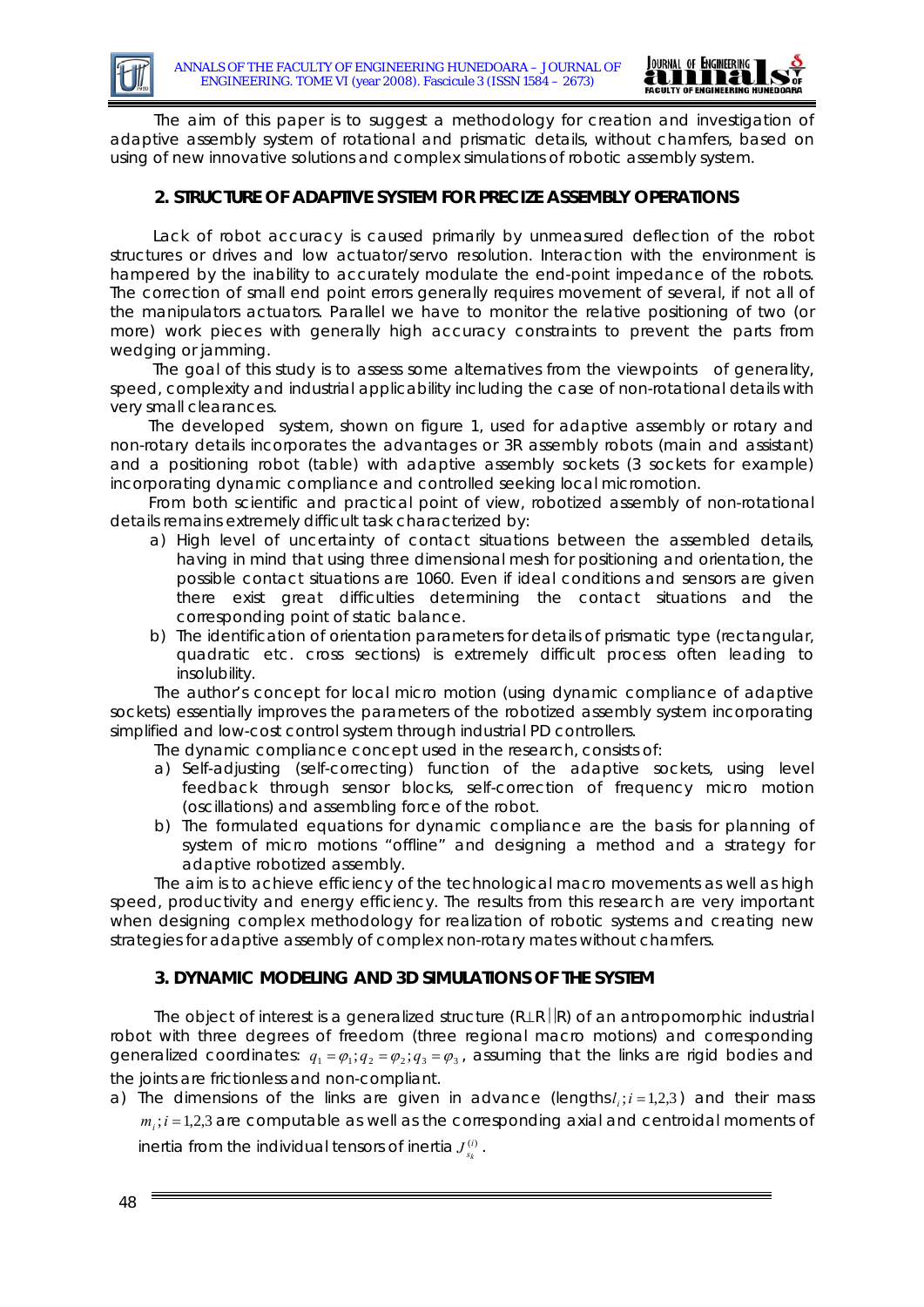The aim of this paper is to suggest a methodology for creation and investigation of adaptive assembly system of rotational and prismatic details, without chamfers, based on using of new innovative solutions and complex simulations of robotic assembly system.

## 2. STRUCTURE OF ADAPTIVE SYSTEM FOR PRECIZE ASSEMBLY OPERATIONS

Lack of robot accuracy is caused primarily by unmeasured deflection of the robot structures or drives and low actuator/servo resolution. Interaction with the environment is hampered by the inability to accurately modulate the end-point impedance of the robots. The correction of small end point errors generally requires movement of several, if not all of the manipulators actuators. Parallel we have to monitor the relative positioning of two (or more) work pieces with generally high accuracy constraints to prevent the parts from wedging or jamming.

The goal of this study is to assess some alternatives from the viewpoints of generality, speed, complexity and industrial applicability including the case of non-rotational details with very small clearances.

The developed system, shown on figure 1, used for adaptive assembly or rotary and non-rotary details incorporates the advantages or 3R assembly robots (main and assistant) and a positioning robot (table) with adaptive assembly sockets (3 sockets for example) incorporating dynamic compliance and controlled seeking local micromotion.

From both scientific and practical point of view, robotized assembly of non-rotational details remains extremely difficult task characterized by:

a) High level of uncertainty of contact situations between the assembled details, having in mind that using three dimensional mesh for positioning and orientation, the possible contact situations are 1060. Even if ideal conditions and sensors are given there exist great difficulties determining the contact situations and the corresponding point of static balance.
b) The identification of orientation parameters for details of prismatic type (rectangular, quadratic etc. cross sections) is extremely difficult process often leading to insolubility.

The author's concept for local micro motion (using dynamic compliance of adaptive sockets) essentially improves the parameters of the robotized assembly system incorporating simplified and low-cost control system through industrial PD controllers.

The dynamic compliance concept used in the research, consists of:

a) Self-adjusting (self-correcting) function of the adaptive sockets, using level feedback through sensor blocks, self-correction of frequency micro motion (oscillations) and assembling force of the robot.
b) The formulated equations for dynamic compliance are the basis for planning of system of micro motions "offline" and designing a method and a strategy for adaptive robotized assembly.

The aim is to achieve efficiency of the technological macro movements as well as high speed, productivity and energy efficiency. The results from this research are very important when designing complex methodology for realization of robotic systems and creating new strategies for adaptive assembly of complex non-rotary mates without chamfers.

## 3. DYNAMIC MODELING AND 3D SIMULATIONS OF THE SYSTEM

The object of interest is a generalized structure (R⊥R||R) of an antropomorphic industrial robot with three degrees of freedom (three regional macro motions) and corresponding generalized coordinates: $q_1 = \varphi_1; q_2 = \varphi_2; q_3 = \varphi_3$, assuming that the links are rigid bodies and the joints are frictionless and non-compliant.

a) The dimensions of the links are given in advance (lengths $l_i; i = 1,2,3$) and their mass $m_i; i = 1,2,3$ are computable as well as the corresponding axial and centroidal moments of inertia from the individual tensors of inertia $J_{s_k}^{(i)}$.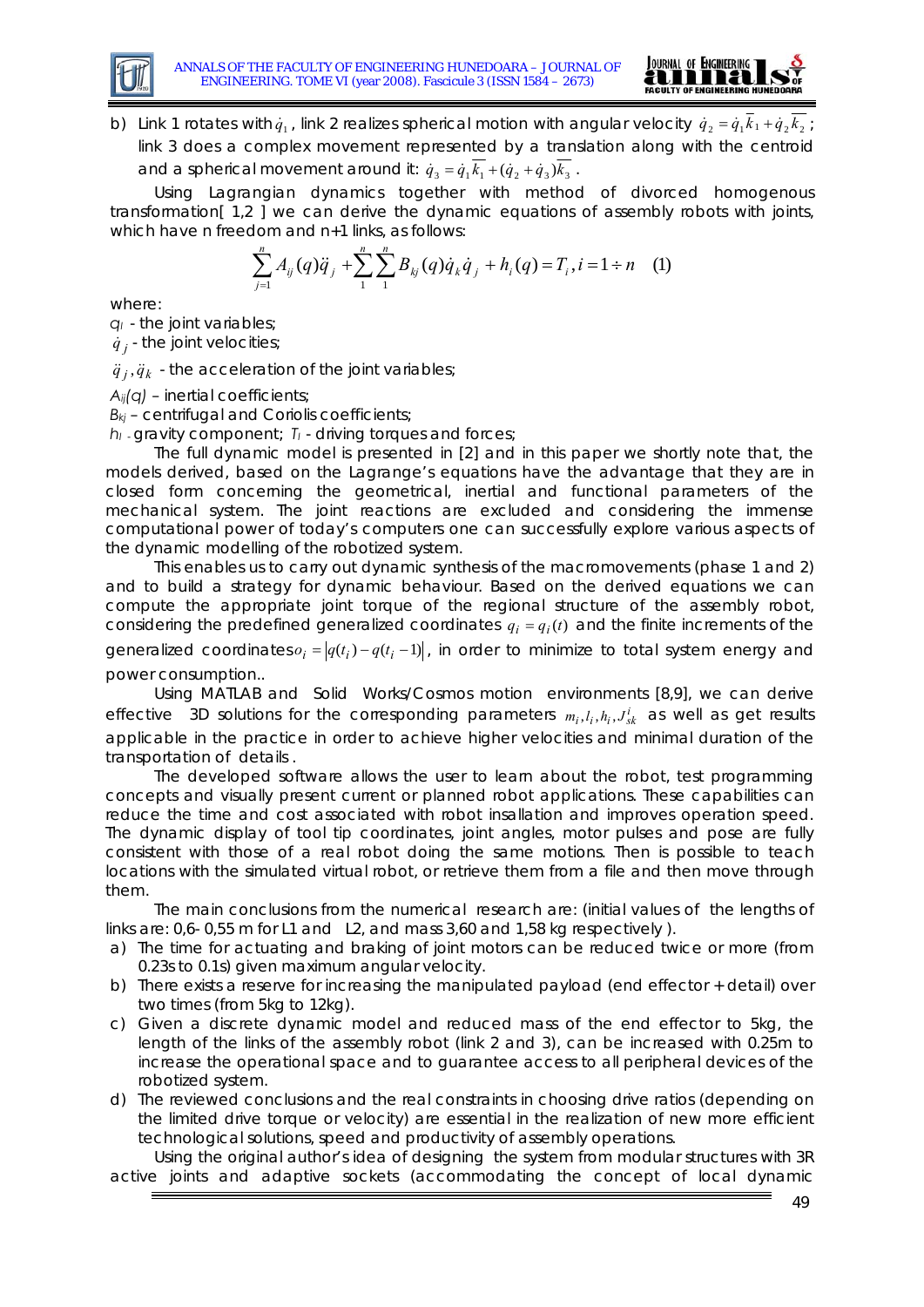b) Link 1 rotates with $\dot{q}_1$, link 2 realizes spherical motion with angular velocity $\dot{q}_2 = \dot{q}_1\overline{k_1} + \dot{q}_2\overline{k_2}$; link 3 does a complex movement represented by a translation along with the centroid and a spherical movement around it: $\dot{q}_3 = \dot{q}_1\overline{k_1} + (\dot{q}_2 + \dot{q}_3)\overline{k_3}$.

Using Lagrangian dynamics together with method of divorced homogenous transformation[ 1,2 ] we can derive the dynamic equations of assembly robots with joints, which have n freedom and n+1 links, as follows:

$$\sum_{j=1}^{n} A_{ij}(q)\ddot{q}_j + \sum_{1}^{n}\sum_{1}^{n} B_{kj}(q)\dot{q}_k\dot{q}_j + h_i(q) = T_i, i = 1 \div n \quad (1)$$

where:

$q_I$ - the joint variables;

$\dot{q}_j$ - the joint velocities;

$\ddot{q}_j, \ddot{q}_k$ - the acceleration of the joint variables;

$A_{ij}(q)$ – inertial coefficients;

$B_{kj}$ – centrifugal and Coriolis coefficients;

$h_I$ - gravity component; $T_I$ - driving torques and forces;

The full dynamic model is presented in [2] and in this paper we shortly note that, the models derived, based on the Lagrange's equations have the advantage that they are in closed form concerning the geometrical, inertial and functional parameters of the mechanical system. The joint reactions are excluded and considering the immense computational power of today's computers one can successfully explore various aspects of the dynamic modelling of the robotized system.

This enables us to carry out dynamic synthesis of the macromovements (phase 1 and 2) and to build a strategy for dynamic behaviour. Based on the derived equations we can compute the appropriate joint torque of the regional structure of the assembly robot, considering the predefined generalized coordinates $q_i = q_i(t)$ and the finite increments of the generalized coordinates $o_i = |q(t_i) - q(t_i - 1)|$, in order to minimize to total system energy and power consumption..

Using MATLAB and Solid Works/Cosmos motion environments [8,9], we can derive effective 3D solutions for the corresponding parameters $m_i, l_i, h_i, J_{sk}^{i}$ as well as get results applicable in the practice in order to achieve higher velocities and minimal duration of the transportation of details .

The developed software allows the user to learn about the robot, test programming concepts and visually present current or planned robot applications. These capabilities can reduce the time and cost associated with robot insallation and improves operation speed. The dynamic display of tool tip coordinates, joint angles, motor pulses and pose are fully consistent with those of a real robot doing the same motions. Then is possible to teach locations with the simulated virtual robot, or retrieve them from a file and then move through them.

The main conclusions from the numerical research are: (initial values of the lengths of links are: 0,6- 0,55 m for L1 and L2, and mass 3,60 and 1,58 kg respectively ).

a) The time for actuating and braking of joint motors can be reduced twice or more (from 0.23s to 0.1s) given maximum angular velocity.
b) There exists a reserve for increasing the manipulated payload (end effector + detail) over two times (from 5kg to 12kg).
c) Given a discrete dynamic model and reduced mass of the end effector to 5kg, the length of the links of the assembly robot (link 2 and 3), can be increased with 0.25m to increase the operational space and to guarantee access to all peripheral devices of the robotized system.
d) The reviewed conclusions and the real constraints in choosing drive ratios (depending on the limited drive torque or velocity) are essential in the realization of new more efficient technological solutions, speed and productivity of assembly operations.

Using the original author's idea of designing the system from modular structures with 3R active joints and adaptive sockets (accommodating the concept of local dynamic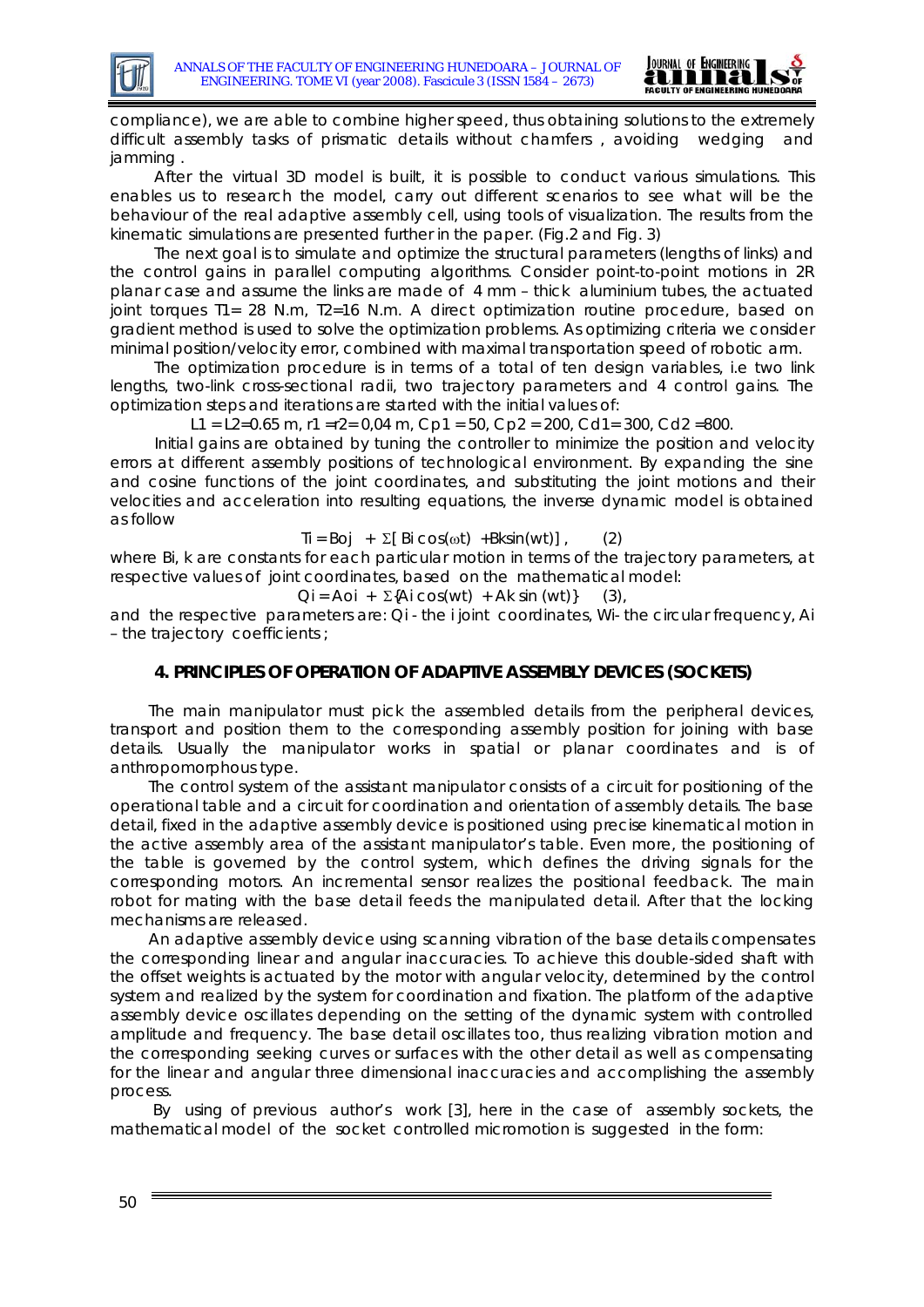compliance), we are able to combine higher speed, thus obtaining solutions to the extremely difficult assembly tasks of prismatic details without chamfers , avoiding wedging and jamming .

After the virtual 3D model is built, it is possible to conduct various simulations. This enables us to research the model, carry out different scenarios to see what will be the behaviour of the real adaptive assembly cell, using tools of visualization. The results from the kinematic simulations are presented further in the paper. (Fig.2 and Fig. 3)

The next goal is to simulate and optimize the structural parameters (lengths of links) and the control gains in parallel computing algorithms. Consider point-to-point motions in 2R planar case and assume the links are made of 4 mm – thick aluminium tubes, the actuated joint torques $T1= 28$ N.m, $T2=16$ N.m. A direct optimization routine procedure, based on gradient method is used to solve the optimization problems. As optimizing criteria we consider minimal position/velocity error, combined with maximal transportation speed of robotic arm.

The optimization procedure is in terms of a total of ten design variables, i.e two link lengths, two-link cross-sectional radii, two trajectory parameters and 4 control gains. The optimization steps and iterations are started with the initial values of:

$L1 = L2=0.65$ m, $r1 =r2= 0{,}04$ m, $Cp1 = 50$, $Cp2 = 200$, $Cd1= 300$, $Cd2 =800$.

Initial gains are obtained by tuning the controller to minimize the position and velocity errors at different assembly positions of technological environment. By expanding the sine and cosine functions of the joint coordinates, and substituting the joint motions and their velocities and acceleration into resulting equations, the inverse dynamic model is obtained as follow

$$Ti = Boj + \Sigma[\, Bi\cos(\omega t) + Bk\sin(wt)] , \qquad (2)$$

where Bi, k are constants for each particular motion in terms of the trajectory parameters, at respective values of joint coordinates, based on the mathematical model:

$$Qi = Aoi + \Sigma\{Ai\cos(wt) + Ak\sin(wt)\} \qquad (3),$$

and the respective parameters are: Qi - the i joint coordinates, Wi- the circular frequency, Ai – the trajectory coefficients ;

## 4. PRINCIPLES OF OPERATION OF ADAPTIVE ASSEMBLY DEVICES (SOCKETS)

The main manipulator must pick the assembled details from the peripheral devices, transport and position them to the corresponding assembly position for joining with base details. Usually the manipulator works in spatial or planar coordinates and is of anthropomorphous type.

The control system of the assistant manipulator consists of a circuit for positioning of the operational table and a circuit for coordination and orientation of assembly details. The base detail, fixed in the adaptive assembly device is positioned using precise kinematical motion in the active assembly area of the assistant manipulator's table. Even more, the positioning of the table is governed by the control system, which defines the driving signals for the corresponding motors. An incremental sensor realizes the positional feedback. The main robot for mating with the base detail feeds the manipulated detail. After that the locking mechanisms are released.

An adaptive assembly device using scanning vibration of the base details compensates the corresponding linear and angular inaccuracies. To achieve this double-sided shaft with the offset weights is actuated by the motor with angular velocity, determined by the control system and realized by the system for coordination and fixation. The platform of the adaptive assembly device oscillates depending on the setting of the dynamic system with controlled amplitude and frequency. The base detail oscillates too, thus realizing vibration motion and the corresponding seeking curves or surfaces with the other detail as well as compensating for the linear and angular three dimensional inaccuracies and accomplishing the assembly process.

By using of previous author's work [3], here in the case of assembly sockets, the mathematical model of the socket controlled micromotion is suggested in the form: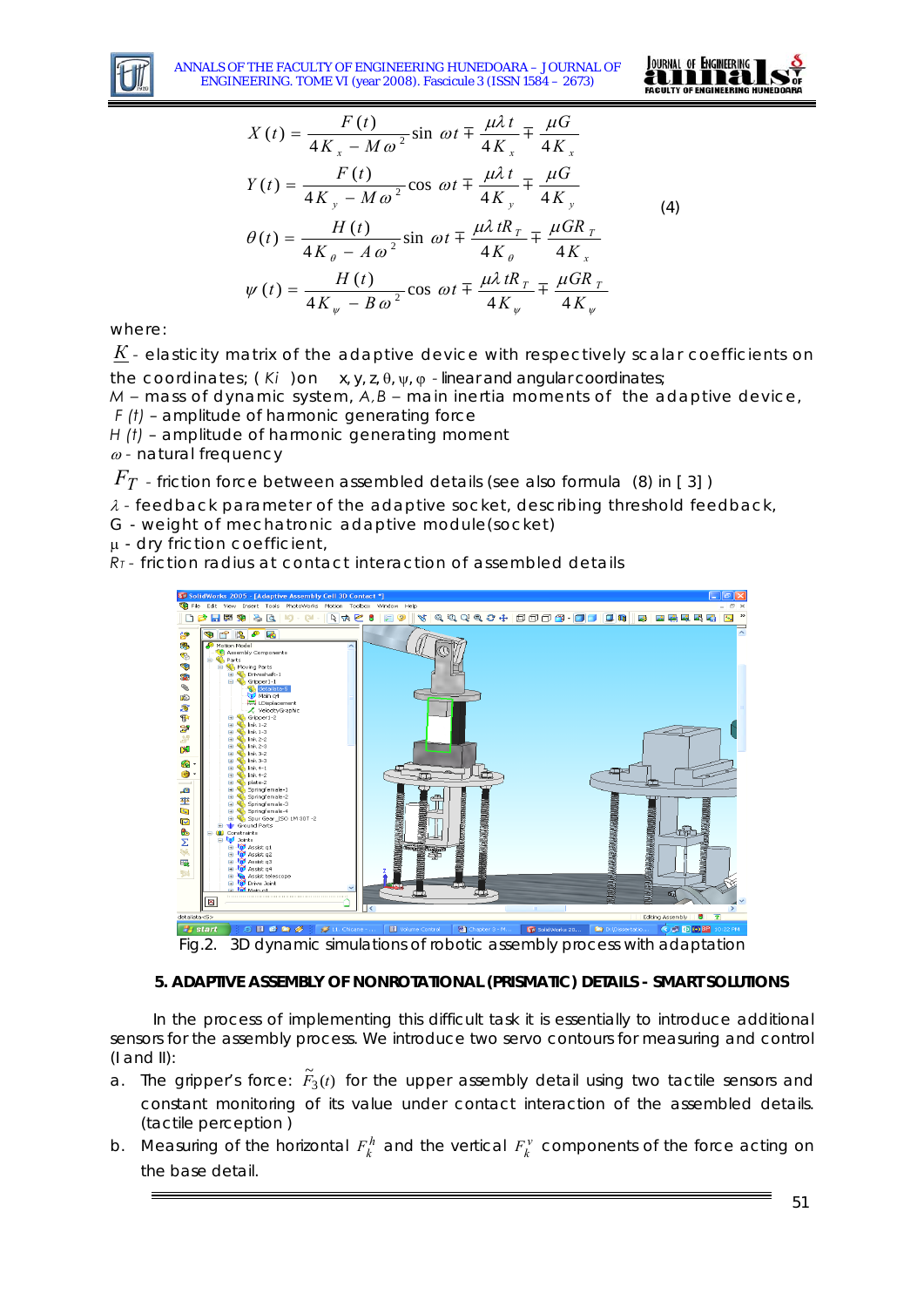$$
\begin{aligned}
X(t) &= \frac{F(t)}{4K_x - M\omega^2}\sin\,\omega t \mp \frac{\mu\lambda\, t}{4K_x} \mp \frac{\mu G}{4K_x} \\
Y(t) &= \frac{F(t)}{4K_y - M\omega^2}\cos\,\omega t \mp \frac{\mu\lambda\, t}{4K_y} \mp \frac{\mu G}{4K_y} \\
\theta(t) &= \frac{H(t)}{4K_\theta - A\omega^2}\sin\,\omega t \mp \frac{\mu\lambda\, tR_T}{4K_\theta} \mp \frac{\mu GR_T}{4K_x} \\
\psi(t) &= \frac{H(t)}{4K_\psi - B\omega^2}\cos\,\omega t \mp \frac{\mu\lambda\, tR_T}{4K_\psi} \mp \frac{\mu GR_T}{4K_\psi}
\end{aligned}
\qquad (4)
$$

where:

$\underline{K}$ - elasticity matrix of the adaptive device with respectively scalar coefficients on the coordinates; ( $Ki$ )on $x, y, z, \theta, \psi, \varphi$ - linear and angular coordinates;

$M$ – mass of dynamic system, $A, B$ – main inertia moments of the adaptive device,

$F(t)$ – amplitude of harmonic generating force

$H(t)$ – amplitude of harmonic generating moment

$\omega$ - natural frequency

$F_T$ - friction force between assembled details (see also formula (8) in [ 3] )

$\lambda$ - feedback parameter of the adaptive socket, describing threshold feedback,

G - weight of mechatronic adaptive module(socket)

$\mu$ - dry friction coefficient,

$R_T$ - friction radius at contact interaction of assembled details

Fig.2. 3D dynamic simulations of robotic assembly process with adaptation

## 5. ADAPTIVE ASSEMBLY OF NONROTATIONAL (PRISMATIC) DETAILS - SMART SOLUTIONS

In the process of implementing this difficult task it is essentially to introduce additional sensors for the assembly process. We introduce two servo contours for measuring and control (I and II):

a. The gripper's force: $\tilde{F}_3(t)$ for the upper assembly detail using two tactile sensors and constant monitoring of its value under contact interaction of the assembled details. (tactile perception )

b. Measuring of the horizontal $F_k^h$ and the vertical $F_k^v$ components of the force acting on the base detail.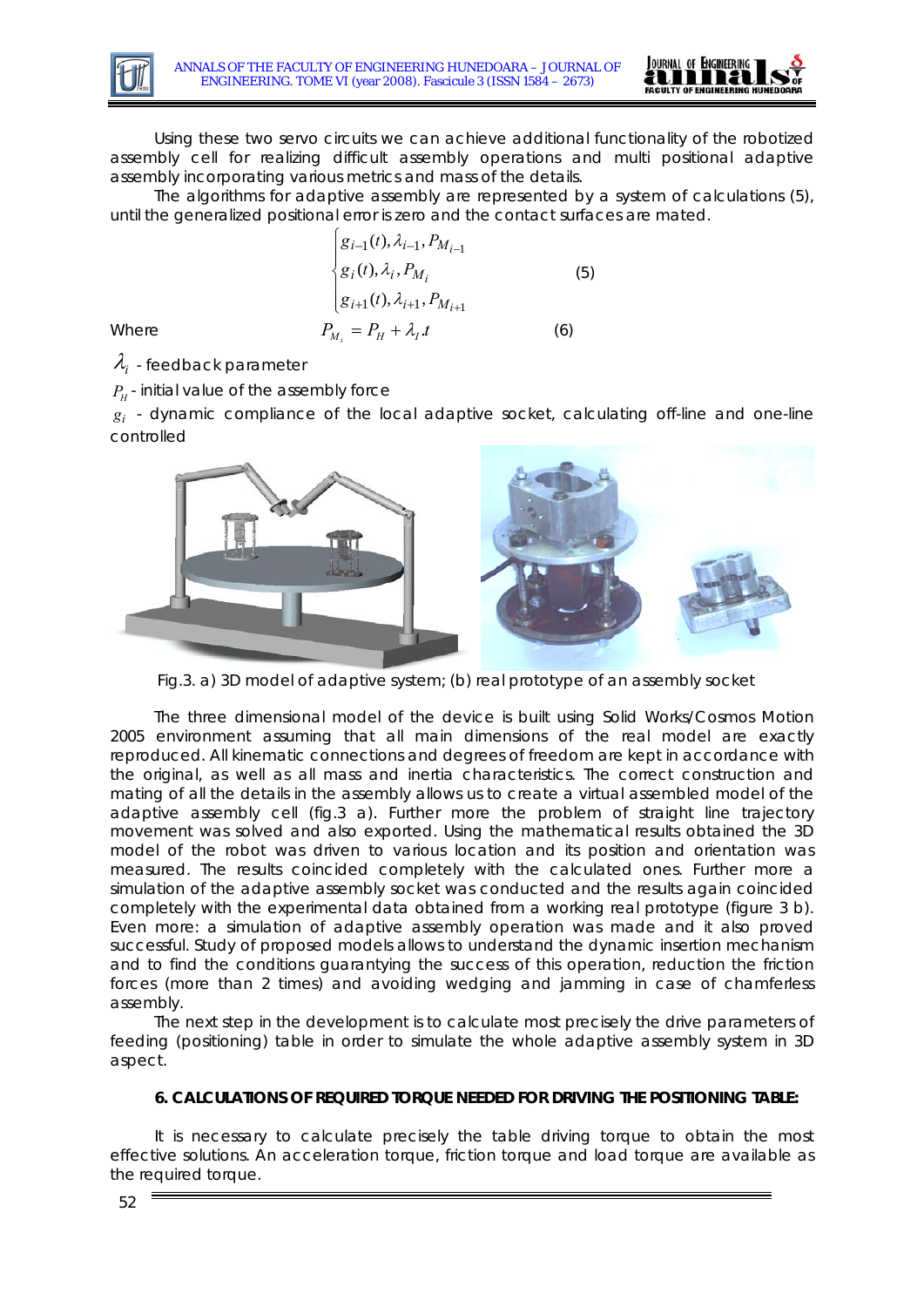Using these two servo circuits we can achieve additional functionality of the robotized assembly cell for realizing difficult assembly operations and multi positional adaptive assembly incorporating various metrics and mass of the details.

The algorithms for adaptive assembly are represented by a system of calculations (5), until the generalized positional error is zero and the contact surfaces are mated.

$$\begin{cases} g_{i-1}(t), \lambda_{i-1}, P_{M_{i-1}} \\ g_i(t), \lambda_i, P_{M_i} \\ g_{i+1}(t), \lambda_{i+1}, P_{M_{i+1}} \end{cases} \quad (5)$$

Where $$P_{M_i} = P_H + \lambda_I . t \quad (6)$$

$\lambda_i$ - feedback parameter

$P_H$ - initial value of the assembly force

$g_i$ - dynamic compliance of the local adaptive socket, calculating off-line and one-line controlled

Fig.3. a) 3D model of adaptive system; (b) real prototype of an assembly socket

The three dimensional model of the device is built using Solid Works/Cosmos Motion 2005 environment assuming that all main dimensions of the real model are exactly reproduced. All kinematic connections and degrees of freedom are kept in accordance with the original, as well as all mass and inertia characteristics. The correct construction and mating of all the details in the assembly allows us to create a virtual assembled model of the adaptive assembly cell (fig.3 a). Further more the problem of straight line trajectory movement was solved and also exported. Using the mathematical results obtained the 3D model of the robot was driven to various location and its position and orientation was measured. The results coincided completely with the calculated ones. Further more a simulation of the adaptive assembly socket was conducted and the results again coincided completely with the experimental data obtained from a working real prototype (figure 3 b). Even more: a simulation of adaptive assembly operation was made and it also proved successful. Study of proposed models allows to understand the dynamic insertion mechanism and to find the conditions guarantying the success of this operation, reduction the friction forces (more than 2 times) and avoiding wedging and jamming in case of chamferless assembly.

The next step in the development is to calculate most precisely the drive parameters of feeding (positioning) table in order to simulate the whole adaptive assembly system in 3D aspect.

### 6. CALCULATIONS OF REQUIRED TORQUE NEEDED FOR DRIVING THE POSITIONING TABLE:

It is necessary to calculate precisely the table driving torque to obtain the most effective solutions. An acceleration torque, friction torque and load torque are available as the required torque.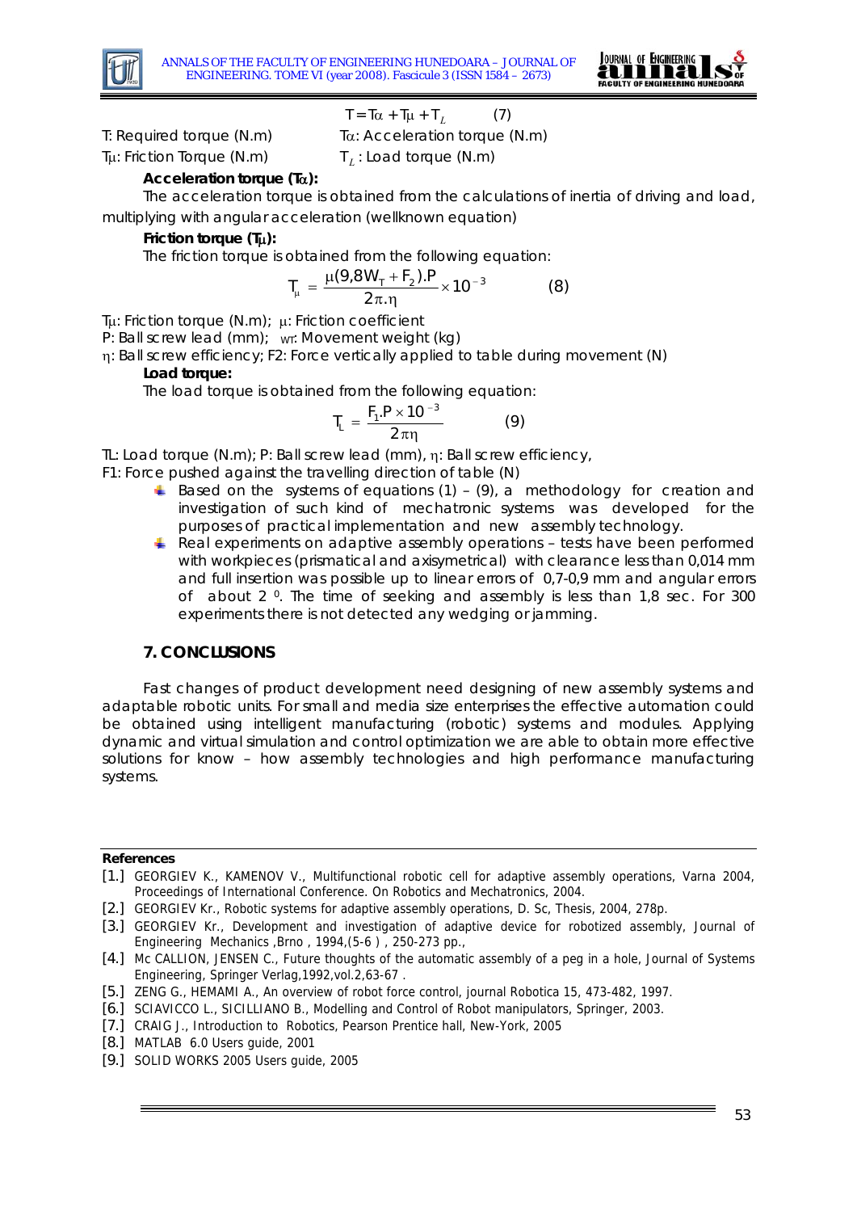$$T = T\alpha + T\mu + T_L \qquad (7)$$

T: Required torque (N.m) $T\alpha$: Acceleration torque (N.m)

$T\mu$: Friction Torque (N.m) $T_L$: Load torque (N.m)

**Acceleration torque ($T\alpha$):**

The acceleration torque is obtained from the calculations of inertia of driving and load, multiplying with angular acceleration (wellknown equation)

**Friction torque ($T\mu$):**

The friction torque is obtained from the following equation:

$$T_\mu = \frac{\mu(9{,}8W_T + F_2).P}{2\pi.\eta} \times 10^{-3} \qquad (8)$$

$T\mu$: Friction torque (N.m); $\mu$: Friction coefficient

P: Ball screw lead (mm); $W_T$: Movement weight (kg)

$\eta$: Ball screw efficiency; F2: Force vertically applied to table during movement (N)

**Load torque:**

The load torque is obtained from the following equation:

$$T_L = \frac{F_1.P \times 10^{-3}}{2\pi\eta} \qquad (9)$$

TL: Load torque (N.m); P: Ball screw lead (mm), $\eta$: Ball screw efficiency,

F1: Force pushed against the travelling direction of table (N)

- Based on the systems of equations (1) – (9), a methodology for creation and investigation of such kind of mechatronic systems was developed for the purposes of practical implementation and new assembly technology.
- Real experiments on adaptive assembly operations – tests have been performed with workpieces (prismatical and axisymetrical) with clearance less than 0,014 mm and full insertion was possible up to linear errors of 0,7-0,9 mm and angular errors of about 2 $^0$. The time of seeking and assembly is less than 1,8 sec. For 300 experiments there is not detected any wedging or jamming.

## 7. CONCLUSIONS

Fast changes of product development need designing of new assembly systems and adaptable robotic units. For small and media size enterprises the effective automation could be obtained using intelligent manufacturing (robotic) systems and modules. Applying dynamic and virtual simulation and control optimization we are able to obtain more effective solutions for know – how assembly technologies and high performance manufacturing systems.

**References**

[1.] GEORGIEV K., KAMENOV V., Multifunctional robotic cell for adaptive assembly operations, Varna 2004, Proceedings of International Conference. On Robotics and Mechatronics, 2004.

[2.] GEORGIEV Kr., Robotic systems for adaptive assembly operations, D. Sc, Thesis, 2004, 278p.

[3.] GEORGIEV Kr., Development and investigation of adaptive device for robotized assembly, Journal of Engineering Mechanics ,Brno , 1994,(5-6 ) , 250-273 pp.,

[4.] Mc CALLION, JENSEN C., Future thoughts of the automatic assembly of a peg in a hole, Journal of Systems Engineering, Springer Verlag,1992,vol.2,63-67 .

[5.] ZENG G., HEMAMI A., An overview of robot force control, journal Robotica 15, 473-482, 1997.

[6.] SCIAVICCO L., SICILLIANO B., Modelling and Control of Robot manipulators, Springer, 2003.

[7.] CRAIG J., Introduction to Robotics, Pearson Prentice hall, New-York, 2005

[8.] MATLAB 6.0 Users guide, 2001

[9.] SOLID WORKS 2005 Users guide, 2005